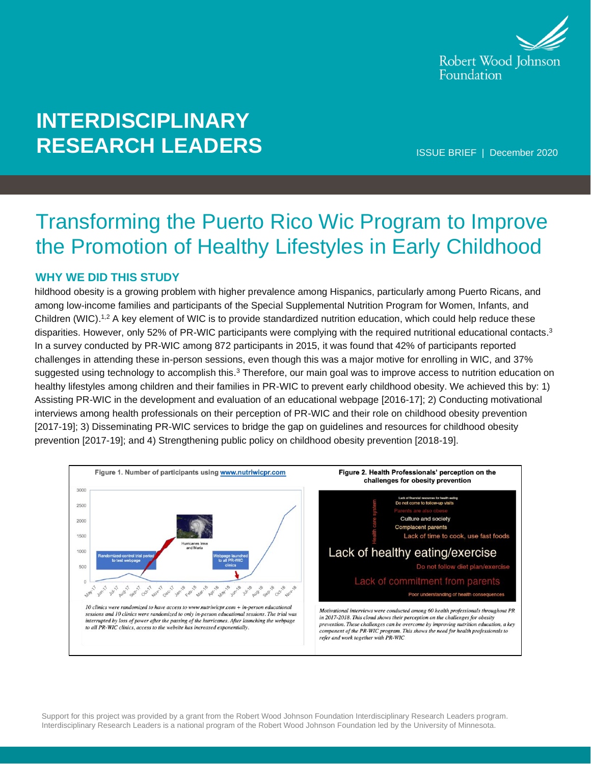# INTERDISCIPLINARY RESEARCH LEADERS

ISSUE BRIEF | December 2020

# Transforming the Puerto Rico Wic Program to Improve the Promotion of Healthy Lifestyles in Early Childhood

## WHY WE DID THIS STUDY

hildhood obesity is a growing problem with higher prevalence among Hispanics, particularly among Puerto Ricans, and among low-income families and participants of the Special Supplemental Nutrition Program for Women, Infants, and Children (WIC).[1,2] A key element of WIC is to provide standardized nutrition education, which could help reduce these disparities. However, only 52% of PR-WIC participants were complying with the required nutritional educational contacts.[3] In a survey conducted by PR-WIC among 872 participants in 2015, it was found that 42% of participants reported challenges in attending these in-person sessions, even though this was a major motive for enrolling in WIC, and 37% suggested using technology to accomplish this.[3] Therefore, our main goal was to improve access to nutrition education on healthy lifestyles among children and their families in PR-WIC to prevent early childhood obesity. We achieved this by: 1) Assisting PR-WIC in the development and evaluation of an educational webpage [2016-17]; 2) Conducting motivational interviews among health professionals on their perception of PR-WIC and their role on childhood obesity prevention [2017-19]; 3) Disseminating PR-WIC services to bridge the gap on guidelines and resources for childhood obesity prevention [2017-19]; and 4) Strengthening public policy on childhood obesity prevention [2018-19].

**Figure 1. Number of participants using www.nutriwicpr.com**

*10 clinics were randomized to have access to www.nutriwicpr.com + in-person educational sessions and 10 clinics were randomized to only in-person educational sessions. The trial was interrupted by loss of power after the passing of the hurricanes. After launching the webpage to all PR-WIC clinics, access to the website has increased exponentially.*

**Figure 2. Health Professionals' perception on the challenges for obesity prevention**

*Motivational interviews were conducted among 60 health professionals throughout PR in 2017-2018. This cloud shows their perception on the challenges for obesity prevention. These challenges can be overcome by improving nutrition education, a key component of the PR-WIC program. This shows the need for health professionals to refer and work together with PR-WIC*

Support for this project was provided by a grant from the Robert Wood Johnson Foundation Interdisciplinary Research Leaders program. Interdisciplinary Research Leaders is a national program of the Robert Wood Johnson Foundation led by the University of Minnesota.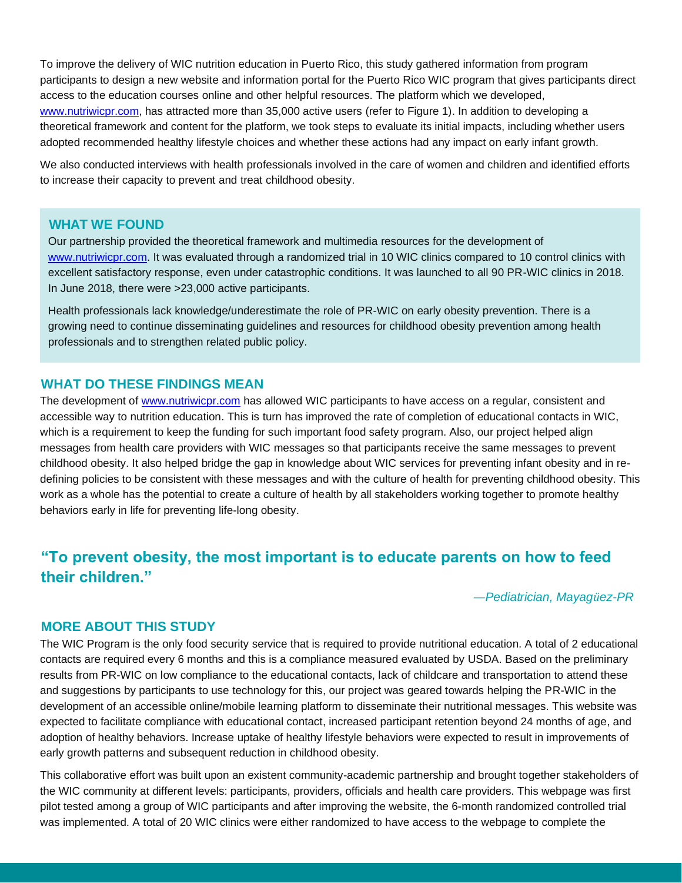To improve the delivery of WIC nutrition education in Puerto Rico, this study gathered information from program participants to design a new website and information portal for the Puerto Rico WIC program that gives participants direct access to the education courses online and other helpful resources. The platform which we developed, www.nutriwicpr.com, has attracted more than 35,000 active users (refer to Figure 1). In addition to developing a theoretical framework and content for the platform, we took steps to evaluate its initial impacts, including whether users adopted recommended healthy lifestyle choices and whether these actions had any impact on early infant growth.

We also conducted interviews with health professionals involved in the care of women and children and identified efforts to increase their capacity to prevent and treat childhood obesity.

## WHAT WE FOUND

Our partnership provided the theoretical framework and multimedia resources for the development of www.nutriwicpr.com. It was evaluated through a randomized trial in 10 WIC clinics compared to 10 control clinics with excellent satisfactory response, even under catastrophic conditions. It was launched to all 90 PR-WIC clinics in 2018. In June 2018, there were >23,000 active participants.

Health professionals lack knowledge/underestimate the role of PR-WIC on early obesity prevention. There is a growing need to continue disseminating guidelines and resources for childhood obesity prevention among health professionals and to strengthen related public policy.

## WHAT DO THESE FINDINGS MEAN

The development of www.nutriwicpr.com has allowed WIC participants to have access on a regular, consistent and accessible way to nutrition education. This is turn has improved the rate of completion of educational contacts in WIC, which is a requirement to keep the funding for such important food safety program. Also, our project helped align messages from health care providers with WIC messages so that participants receive the same messages to prevent childhood obesity. It also helped bridge the gap in knowledge about WIC services for preventing infant obesity and in re-defining policies to be consistent with these messages and with the culture of health for preventing childhood obesity. This work as a whole has the potential to create a culture of health by all stakeholders working together to promote healthy behaviors early in life for preventing life-long obesity.

> **"To prevent obesity, the most important is to educate parents on how to feed their children."**
>
> *—Pediatrician, Mayagüez-PR*

## MORE ABOUT THIS STUDY

The WIC Program is the only food security service that is required to provide nutritional education. A total of 2 educational contacts are required every 6 months and this is a compliance measured evaluated by USDA. Based on the preliminary results from PR-WIC on low compliance to the educational contacts, lack of childcare and transportation to attend these and suggestions by participants to use technology for this, our project was geared towards helping the PR-WIC in the development of an accessible online/mobile learning platform to disseminate their nutritional messages. This website was expected to facilitate compliance with educational contact, increased participant retention beyond 24 months of age, and adoption of healthy behaviors. Increase uptake of healthy lifestyle behaviors were expected to result in improvements of early growth patterns and subsequent reduction in childhood obesity.

This collaborative effort was built upon an existent community-academic partnership and brought together stakeholders of the WIC community at different levels: participants, providers, officials and health care providers. This webpage was first pilot tested among a group of WIC participants and after improving the website, the 6-month randomized controlled trial was implemented. A total of 20 WIC clinics were either randomized to have access to the webpage to complete the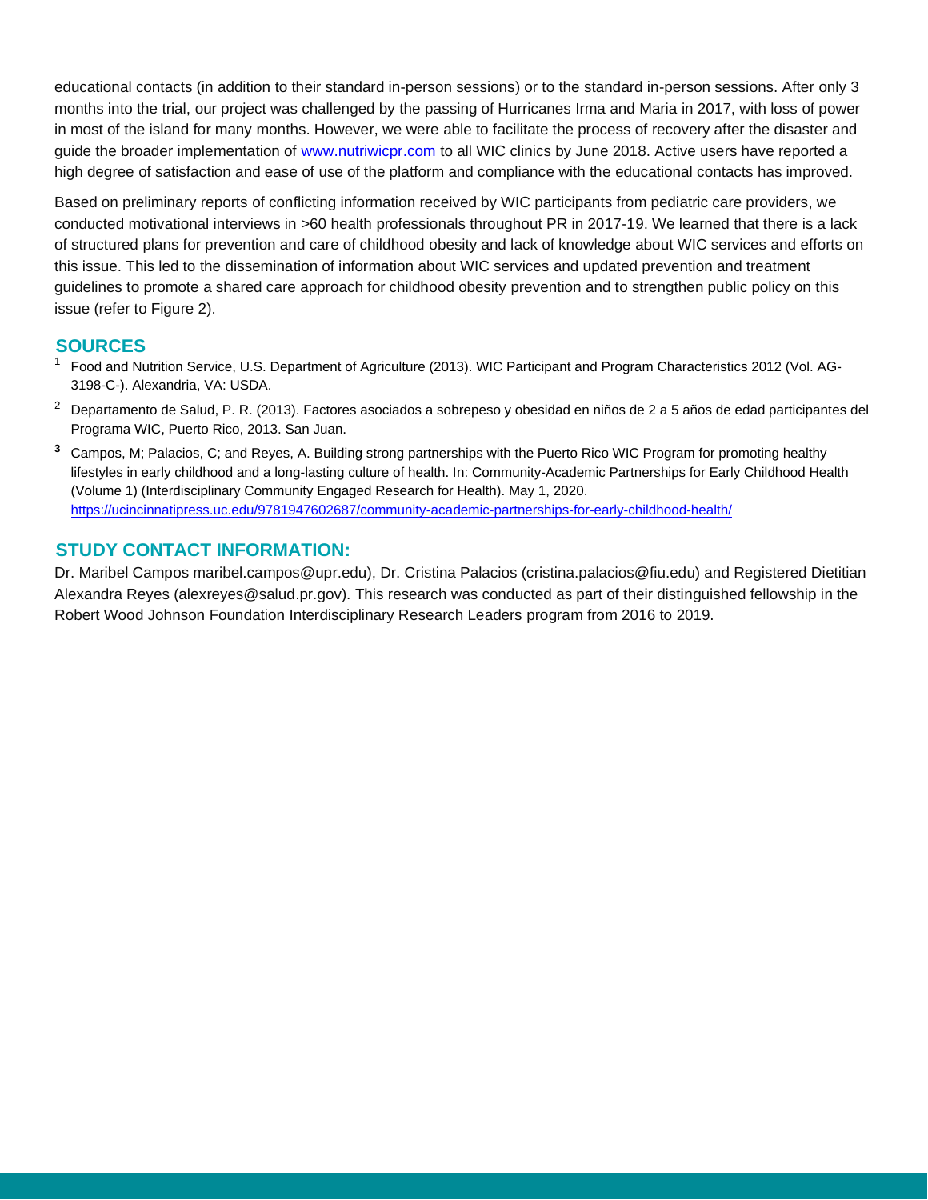educational contacts (in addition to their standard in-person sessions) or to the standard in-person sessions. After only 3 months into the trial, our project was challenged by the passing of Hurricanes Irma and Maria in 2017, with loss of power in most of the island for many months. However, we were able to facilitate the process of recovery after the disaster and guide the broader implementation of www.nutriwicpr.com to all WIC clinics by June 2018. Active users have reported a high degree of satisfaction and ease of use of the platform and compliance with the educational contacts has improved.

Based on preliminary reports of conflicting information received by WIC participants from pediatric care providers, we conducted motivational interviews in >60 health professionals throughout PR in 2017-19. We learned that there is a lack of structured plans for prevention and care of childhood obesity and lack of knowledge about WIC services and efforts on this issue. This led to the dissemination of information about WIC services and updated prevention and treatment guidelines to promote a shared care approach for childhood obesity prevention and to strengthen public policy on this issue (refer to Figure 2).

## SOURCES

[1] Food and Nutrition Service, U.S. Department of Agriculture (2013). WIC Participant and Program Characteristics 2012 (Vol. AG-3198-C-). Alexandria, VA: USDA.

[2] Departamento de Salud, P. R. (2013). Factores asociados a sobrepeso y obesidad en niños de 2 a 5 años de edad participantes del Programa WIC, Puerto Rico, 2013. San Juan.

[3] Campos, M; Palacios, C; and Reyes, A. Building strong partnerships with the Puerto Rico WIC Program for promoting healthy lifestyles in early childhood and a long-lasting culture of health. In: Community-Academic Partnerships for Early Childhood Health (Volume 1) (Interdisciplinary Community Engaged Research for Health). May 1, 2020. https://ucincinnatipress.uc.edu/9781947602687/community-academic-partnerships-for-early-childhood-health/

## STUDY CONTACT INFORMATION:

Dr. Maribel Campos maribel.campos@upr.edu), Dr. Cristina Palacios (cristina.palacios@fiu.edu) and Registered Dietitian Alexandra Reyes (alexreyes@salud.pr.gov). This research was conducted as part of their distinguished fellowship in the Robert Wood Johnson Foundation Interdisciplinary Research Leaders program from 2016 to 2019.